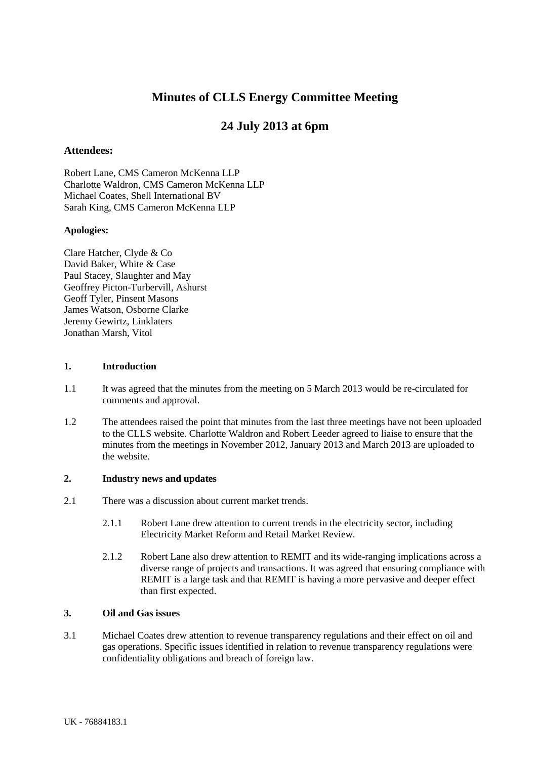# Minutes of CLLS Energy Committee Meeting

## 24 July 2013 at 6pm

### Attendees:

Robert Lane, CMS Cameron McKenna LLP
Charlotte Waldron, CMS Cameron McKenna LLP
Michael Coates, Shell International BV
Sarah King, CMS Cameron McKenna LLP

**Apologies:**

Clare Hatcher, Clyde & Co
David Baker, White & Case
Paul Stacey, Slaughter and May
Geoffrey Picton-Turbervill, Ashurst
Geoff Tyler, Pinsent Masons
James Watson, Osborne Clarke
Jeremy Gewirtz, Linklaters
Jonathan Marsh, Vitol

**1. Introduction**

1.1 It was agreed that the minutes from the meeting on 5 March 2013 would be re-circulated for comments and approval.

1.2 The attendees raised the point that minutes from the last three meetings have not been uploaded to the CLLS website. Charlotte Waldron and Robert Leeder agreed to liaise to ensure that the minutes from the meetings in November 2012, January 2013 and March 2013 are uploaded to the website.

**2. Industry news and updates**

2.1 There was a discussion about current market trends.

2.1.1 Robert Lane drew attention to current trends in the electricity sector, including Electricity Market Reform and Retail Market Review.

2.1.2 Robert Lane also drew attention to REMIT and its wide-ranging implications across a diverse range of projects and transactions. It was agreed that ensuring compliance with REMIT is a large task and that REMIT is having a more pervasive and deeper effect than first expected.

**3. Oil and Gas issues**

3.1 Michael Coates drew attention to revenue transparency regulations and their effect on oil and gas operations. Specific issues identified in relation to revenue transparency regulations were confidentiality obligations and breach of foreign law.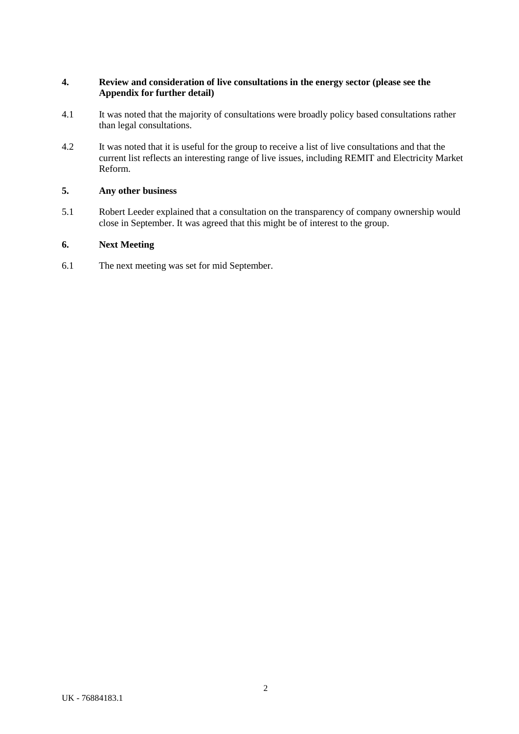## 4. Review and consideration of live consultations in the energy sector (please see the Appendix for further detail)

4.1 It was noted that the majority of consultations were broadly policy based consultations rather than legal consultations.

4.2 It was noted that it is useful for the group to receive a list of live consultations and that the current list reflects an interesting range of live issues, including REMIT and Electricity Market Reform.

## 5. Any other business

5.1 Robert Leeder explained that a consultation on the transparency of company ownership would close in September. It was agreed that this might be of interest to the group.

## 6. Next Meeting

6.1 The next meeting was set for mid September.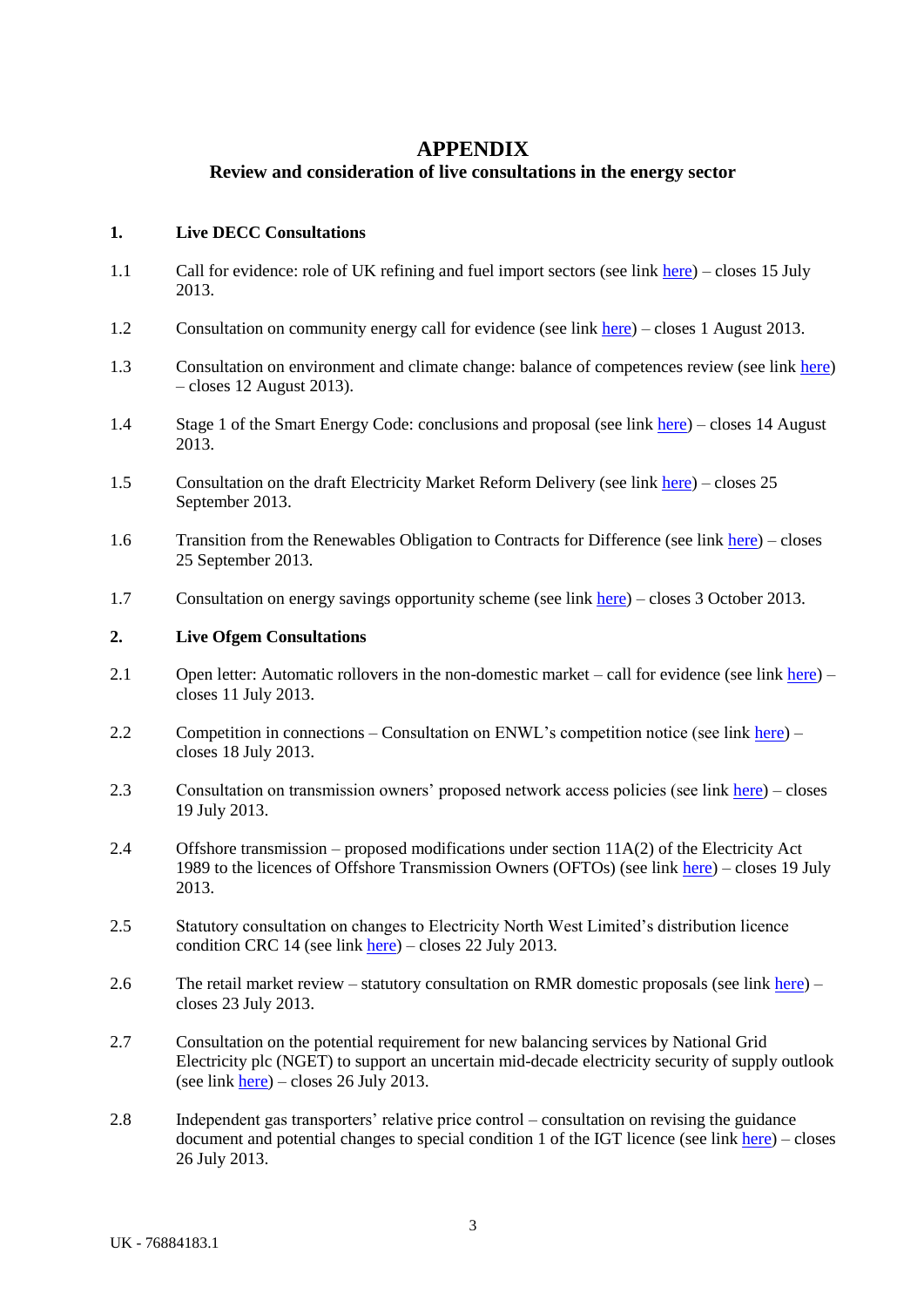# APPENDIX

## Review and consideration of live consultations in the energy sector

### 1. Live DECC Consultations

1.1 Call for evidence: role of UK refining and fuel import sectors (see link here) – closes 15 July 2013.

1.2 Consultation on community energy call for evidence (see link here) – closes 1 August 2013.

1.3 Consultation on environment and climate change: balance of competences review (see link here) – closes 12 August 2013).

1.4 Stage 1 of the Smart Energy Code: conclusions and proposal (see link here) – closes 14 August 2013.

1.5 Consultation on the draft Electricity Market Reform Delivery (see link here) – closes 25 September 2013.

1.6 Transition from the Renewables Obligation to Contracts for Difference (see link here) – closes 25 September 2013.

1.7 Consultation on energy savings opportunity scheme (see link here) – closes 3 October 2013.

### 2. Live Ofgem Consultations

2.1 Open letter: Automatic rollovers in the non-domestic market – call for evidence (see link here) – closes 11 July 2013.

2.2 Competition in connections – Consultation on ENWL's competition notice (see link here) – closes 18 July 2013.

2.3 Consultation on transmission owners' proposed network access policies (see link here) – closes 19 July 2013.

2.4 Offshore transmission – proposed modifications under section 11A(2) of the Electricity Act 1989 to the licences of Offshore Transmission Owners (OFTOs) (see link here) – closes 19 July 2013.

2.5 Statutory consultation on changes to Electricity North West Limited's distribution licence condition CRC 14 (see link here) – closes 22 July 2013.

2.6 The retail market review – statutory consultation on RMR domestic proposals (see link here) – closes 23 July 2013.

2.7 Consultation on the potential requirement for new balancing services by National Grid Electricity plc (NGET) to support an uncertain mid-decade electricity security of supply outlook (see link here) – closes 26 July 2013.

2.8 Independent gas transporters' relative price control – consultation on revising the guidance document and potential changes to special condition 1 of the IGT licence (see link here) – closes 26 July 2013.

UK - 76884183.1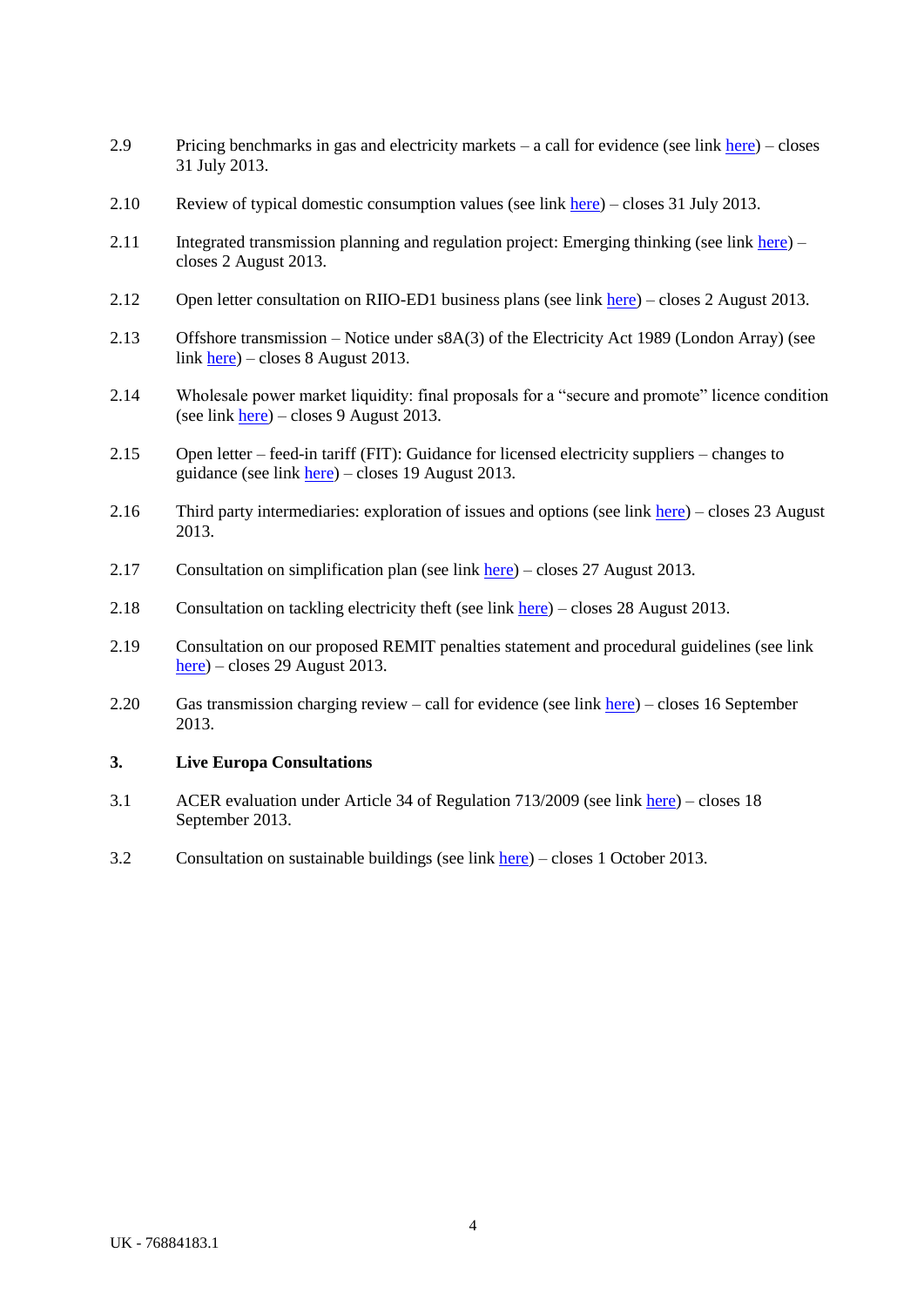2.9 Pricing benchmarks in gas and electricity markets – a call for evidence (see link here) – closes 31 July 2013.

2.10 Review of typical domestic consumption values (see link here) – closes 31 July 2013.

2.11 Integrated transmission planning and regulation project: Emerging thinking (see link here) – closes 2 August 2013.

2.12 Open letter consultation on RIIO-ED1 business plans (see link here) – closes 2 August 2013.

2.13 Offshore transmission – Notice under s8A(3) of the Electricity Act 1989 (London Array) (see link here) – closes 8 August 2013.

2.14 Wholesale power market liquidity: final proposals for a "secure and promote" licence condition (see link here) – closes 9 August 2013.

2.15 Open letter – feed-in tariff (FIT): Guidance for licensed electricity suppliers – changes to guidance (see link here) – closes 19 August 2013.

2.16 Third party intermediaries: exploration of issues and options (see link here) – closes 23 August 2013.

2.17 Consultation on simplification plan (see link here) – closes 27 August 2013.

2.18 Consultation on tackling electricity theft (see link here) – closes 28 August 2013.

2.19 Consultation on our proposed REMIT penalties statement and procedural guidelines (see link here) – closes 29 August 2013.

2.20 Gas transmission charging review – call for evidence (see link here) – closes 16 September 2013.

## 3. Live Europa Consultations

3.1 ACER evaluation under Article 34 of Regulation 713/2009 (see link here) – closes 18 September 2013.

3.2 Consultation on sustainable buildings (see link here) – closes 1 October 2013.

UK - 76884183.1